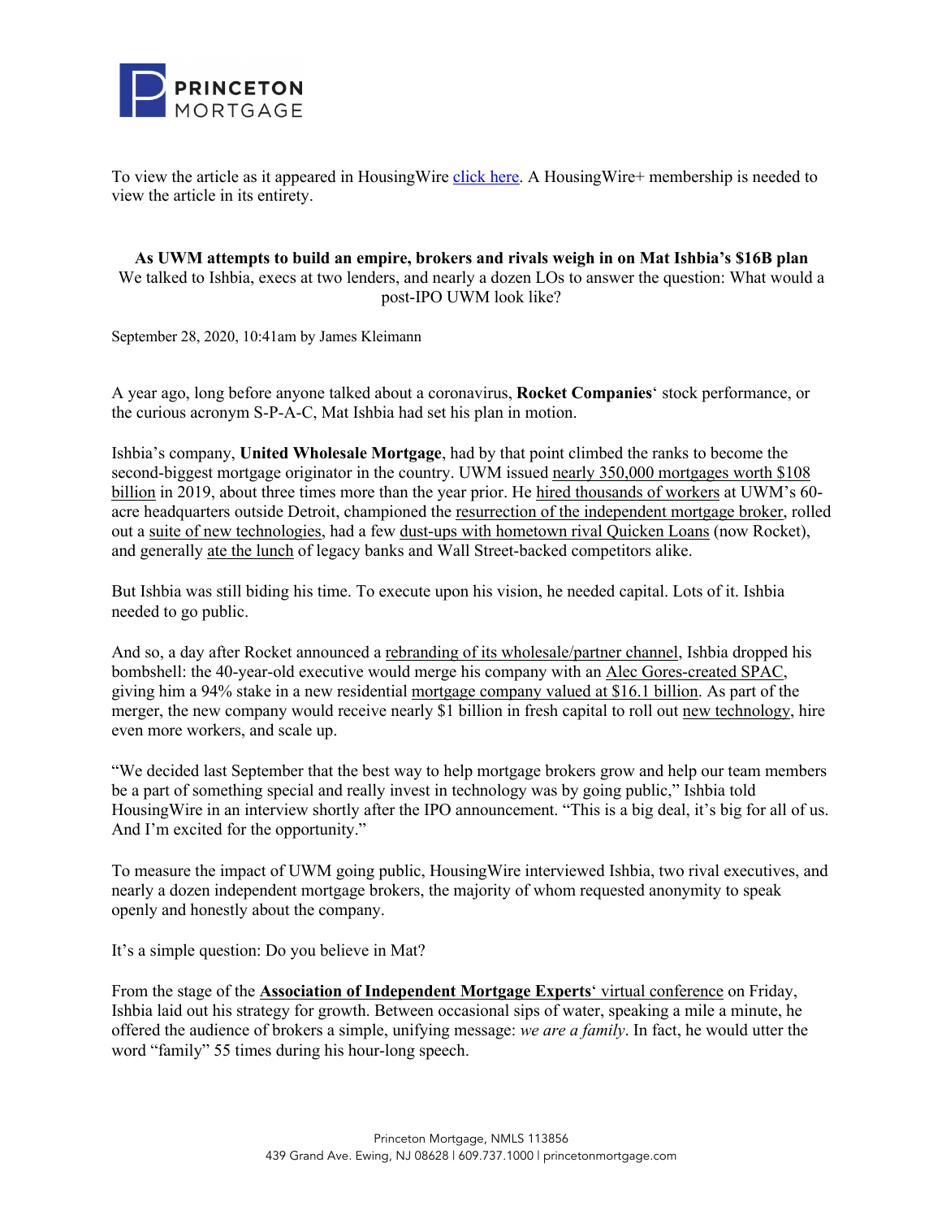To view the article as it appeared in HousingWire click here. A HousingWire+ membership is needed to view the article in its entirety.

**As UWM attempts to build an empire, brokers and rivals weigh in on Mat Ishbia's $16B plan**

We talked to Ishbia, execs at two lenders, and nearly a dozen LOs to answer the question: What would a post-IPO UWM look like?

September 28, 2020, 10:41am by James Kleimann

A year ago, long before anyone talked about a coronavirus, **Rocket Companies**' stock performance, or the curious acronym S-P-A-C, Mat Ishbia had set his plan in motion.

Ishbia's company, **United Wholesale Mortgage**, had by that point climbed the ranks to become the second-biggest mortgage originator in the country. UWM issued nearly 350,000 mortgages worth $108 billion in 2019, about three times more than the year prior. He hired thousands of workers at UWM's 60-acre headquarters outside Detroit, championed the resurrection of the independent mortgage broker, rolled out a suite of new technologies, had a few dust-ups with hometown rival Quicken Loans (now Rocket), and generally ate the lunch of legacy banks and Wall Street-backed competitors alike.

But Ishbia was still biding his time. To execute upon his vision, he needed capital. Lots of it. Ishbia needed to go public.

And so, a day after Rocket announced a rebranding of its wholesale/partner channel, Ishbia dropped his bombshell: the 40-year-old executive would merge his company with an Alec Gores-created SPAC, giving him a 94% stake in a new residential mortgage company valued at $16.1 billion. As part of the merger, the new company would receive nearly $1 billion in fresh capital to roll out new technology, hire even more workers, and scale up.

"We decided last September that the best way to help mortgage brokers grow and help our team members be a part of something special and really invest in technology was by going public," Ishbia told HousingWire in an interview shortly after the IPO announcement. "This is a big deal, it's big for all of us. And I'm excited for the opportunity."

To measure the impact of UWM going public, HousingWire interviewed Ishbia, two rival executives, and nearly a dozen independent mortgage brokers, the majority of whom requested anonymity to speak openly and honestly about the company.

It's a simple question: Do you believe in Mat?

From the stage of the **Association of Independent Mortgage Experts**' virtual conference on Friday, Ishbia laid out his strategy for growth. Between occasional sips of water, speaking a mile a minute, he offered the audience of brokers a simple, unifying message: *we are a family*. In fact, he would utter the word "family" 55 times during his hour-long speech.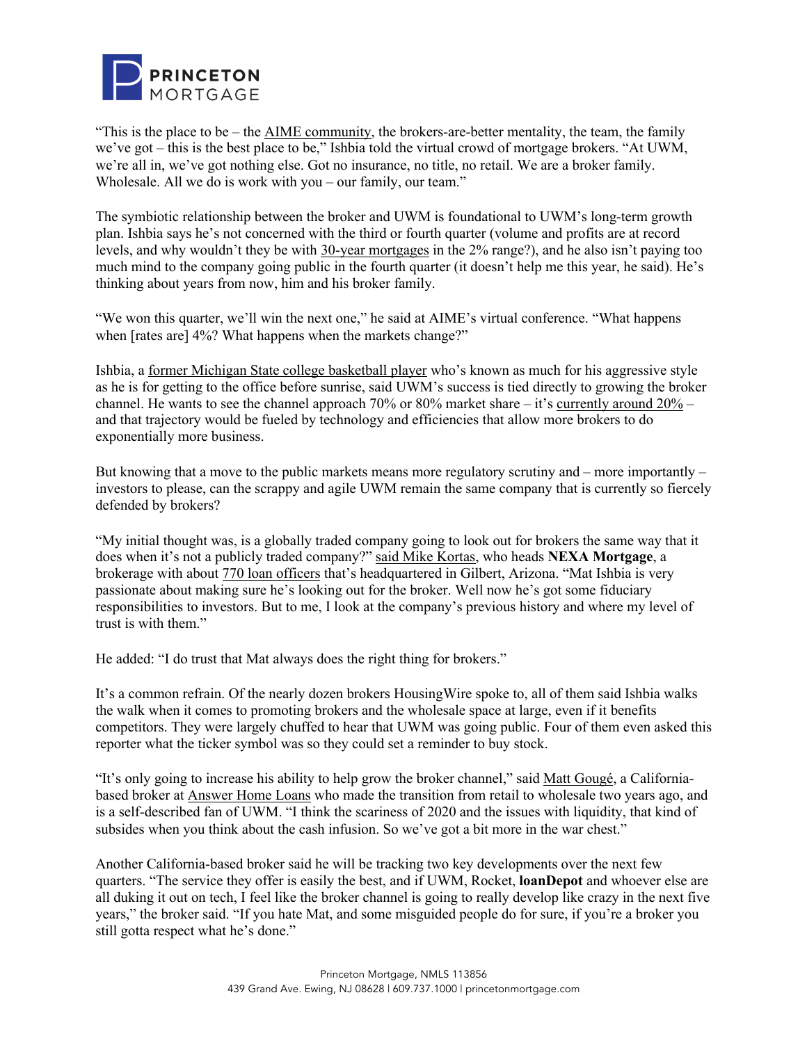"This is the place to be – the AIME community, the brokers-are-better mentality, the team, the family we've got – this is the best place to be," Ishbia told the virtual crowd of mortgage brokers. "At UWM, we're all in, we've got nothing else. Got no insurance, no title, no retail. We are a broker family. Wholesale. All we do is work with you – our family, our team."

The symbiotic relationship between the broker and UWM is foundational to UWM's long-term growth plan. Ishbia says he's not concerned with the third or fourth quarter (volume and profits are at record levels, and why wouldn't they be with 30-year mortgages in the 2% range?), and he also isn't paying too much mind to the company going public in the fourth quarter (it doesn't help me this year, he said). He's thinking about years from now, him and his broker family.

"We won this quarter, we'll win the next one," he said at AIME's virtual conference. "What happens when [rates are] 4%? What happens when the markets change?"

Ishbia, a former Michigan State college basketball player who's known as much for his aggressive style as he is for getting to the office before sunrise, said UWM's success is tied directly to growing the broker channel. He wants to see the channel approach 70% or 80% market share – it's currently around 20% – and that trajectory would be fueled by technology and efficiencies that allow more brokers to do exponentially more business.

But knowing that a move to the public markets means more regulatory scrutiny and – more importantly – investors to please, can the scrappy and agile UWM remain the same company that is currently so fiercely defended by brokers?

"My initial thought was, is a globally traded company going to look out for brokers the same way that it does when it's not a publicly traded company?" said Mike Kortas, who heads **NEXA Mortgage**, a brokerage with about 770 loan officers that's headquartered in Gilbert, Arizona. "Mat Ishbia is very passionate about making sure he's looking out for the broker. Well now he's got some fiduciary responsibilities to investors. But to me, I look at the company's previous history and where my level of trust is with them."

He added: "I do trust that Mat always does the right thing for brokers."

It's a common refrain. Of the nearly dozen brokers HousingWire spoke to, all of them said Ishbia walks the walk when it comes to promoting brokers and the wholesale space at large, even if it benefits competitors. They were largely chuffed to hear that UWM was going public. Four of them even asked this reporter what the ticker symbol was so they could set a reminder to buy stock.

"It's only going to increase his ability to help grow the broker channel," said Matt Gougé, a California-based broker at Answer Home Loans who made the transition from retail to wholesale two years ago, and is a self-described fan of UWM. "I think the scariness of 2020 and the issues with liquidity, that kind of subsides when you think about the cash infusion. So we've got a bit more in the war chest."

Another California-based broker said he will be tracking two key developments over the next few quarters. "The service they offer is easily the best, and if UWM, Rocket, **loanDepot** and whoever else are all duking it out on tech, I feel like the broker channel is going to really develop like crazy in the next five years," the broker said. "If you hate Mat, and some misguided people do for sure, if you're a broker you still gotta respect what he's done."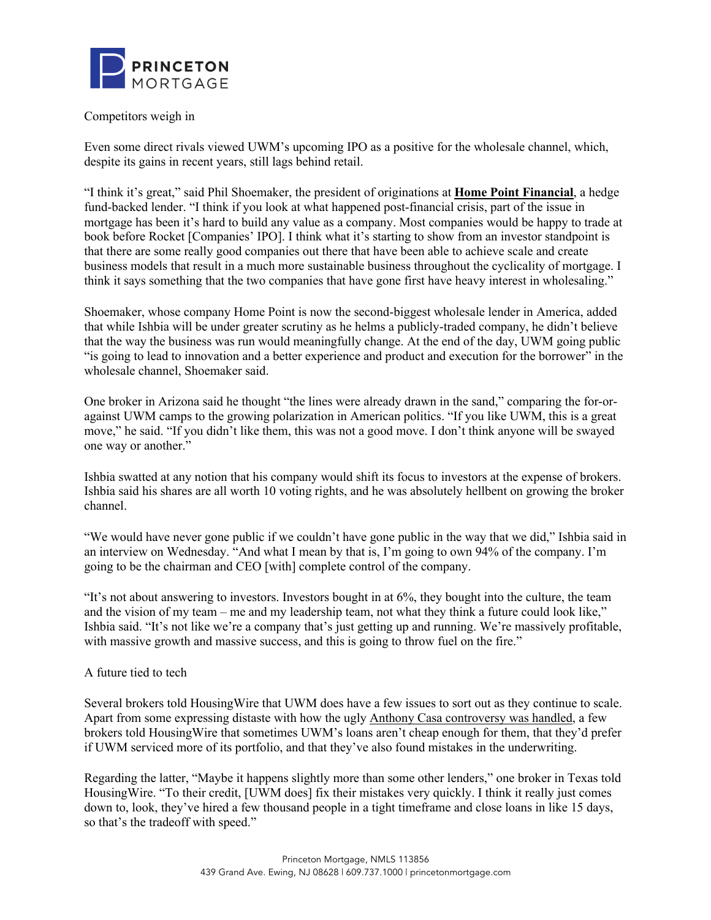Competitors weigh in

Even some direct rivals viewed UWM's upcoming IPO as a positive for the wholesale channel, which, despite its gains in recent years, still lags behind retail.

"I think it's great," said Phil Shoemaker, the president of originations at **Home Point Financial**, a hedge fund-backed lender. "I think if you look at what happened post-financial crisis, part of the issue in mortgage has been it's hard to build any value as a company. Most companies would be happy to trade at book before Rocket [Companies' IPO]. I think what it's starting to show from an investor standpoint is that there are some really good companies out there that have been able to achieve scale and create business models that result in a much more sustainable business throughout the cyclicality of mortgage. I think it says something that the two companies that have gone first have heavy interest in wholesaling."

Shoemaker, whose company Home Point is now the second-biggest wholesale lender in America, added that while Ishbia will be under greater scrutiny as he helms a publicly-traded company, he didn't believe that the way the business was run would meaningfully change. At the end of the day, UWM going public "is going to lead to innovation and a better experience and product and execution for the borrower" in the wholesale channel, Shoemaker said.

One broker in Arizona said he thought "the lines were already drawn in the sand," comparing the for-or-against UWM camps to the growing polarization in American politics. "If you like UWM, this is a great move," he said. "If you didn't like them, this was not a good move. I don't think anyone will be swayed one way or another."

Ishbia swatted at any notion that his company would shift its focus to investors at the expense of brokers. Ishbia said his shares are all worth 10 voting rights, and he was absolutely hellbent on growing the broker channel.

"We would have never gone public if we couldn't have gone public in the way that we did," Ishbia said in an interview on Wednesday. "And what I mean by that is, I'm going to own 94% of the company. I'm going to be the chairman and CEO [with] complete control of the company.

"It's not about answering to investors. Investors bought in at 6%, they bought into the culture, the team and the vision of my team – me and my leadership team, not what they think a future could look like," Ishbia said. "It's not like we're a company that's just getting up and running. We're massively profitable, with massive growth and massive success, and this is going to throw fuel on the fire."

A future tied to tech

Several brokers told HousingWire that UWM does have a few issues to sort out as they continue to scale. Apart from some expressing distaste with how the ugly Anthony Casa controversy was handled, a few brokers told HousingWire that sometimes UWM's loans aren't cheap enough for them, that they'd prefer if UWM serviced more of its portfolio, and that they've also found mistakes in the underwriting.

Regarding the latter, "Maybe it happens slightly more than some other lenders," one broker in Texas told HousingWire. "To their credit, [UWM does] fix their mistakes very quickly. I think it really just comes down to, look, they've hired a few thousand people in a tight timeframe and close loans in like 15 days, so that's the tradeoff with speed."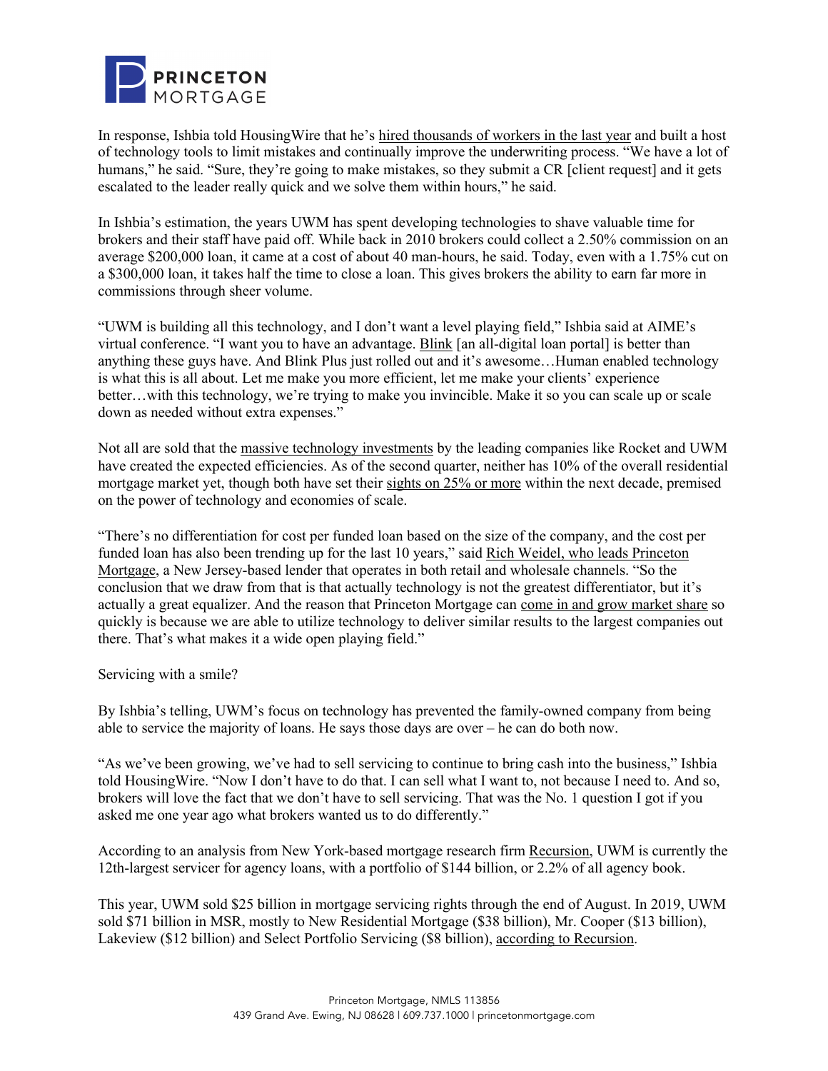In response, Ishbia told HousingWire that he's hired thousands of workers in the last year and built a host of technology tools to limit mistakes and continually improve the underwriting process. "We have a lot of humans," he said. "Sure, they're going to make mistakes, so they submit a CR [client request] and it gets escalated to the leader really quick and we solve them within hours," he said.

In Ishbia's estimation, the years UWM has spent developing technologies to shave valuable time for brokers and their staff have paid off. While back in 2010 brokers could collect a 2.50% commission on an average $200,000 loan, it came at a cost of about 40 man-hours, he said. Today, even with a 1.75% cut on a $300,000 loan, it takes half the time to close a loan. This gives brokers the ability to earn far more in commissions through sheer volume.

"UWM is building all this technology, and I don't want a level playing field," Ishbia said at AIME's virtual conference. "I want you to have an advantage. Blink [an all-digital loan portal] is better than anything these guys have. And Blink Plus just rolled out and it's awesome…Human enabled technology is what this is all about. Let me make you more efficient, let me make your clients' experience better…with this technology, we're trying to make you invincible. Make it so you can scale up or scale down as needed without extra expenses."

Not all are sold that the massive technology investments by the leading companies like Rocket and UWM have created the expected efficiencies. As of the second quarter, neither has 10% of the overall residential mortgage market yet, though both have set their sights on 25% or more within the next decade, premised on the power of technology and economies of scale.

"There's no differentiation for cost per funded loan based on the size of the company, and the cost per funded loan has also been trending up for the last 10 years," said Rich Weidel, who leads Princeton Mortgage, a New Jersey-based lender that operates in both retail and wholesale channels. "So the conclusion that we draw from that is that actually technology is not the greatest differentiator, but it's actually a great equalizer. And the reason that Princeton Mortgage can come in and grow market share so quickly is because we are able to utilize technology to deliver similar results to the largest companies out there. That's what makes it a wide open playing field."

## Servicing with a smile?

By Ishbia's telling, UWM's focus on technology has prevented the family-owned company from being able to service the majority of loans. He says those days are over – he can do both now.

"As we've been growing, we've had to sell servicing to continue to bring cash into the business," Ishbia told HousingWire. "Now I don't have to do that. I can sell what I want to, not because I need to. And so, brokers will love the fact that we don't have to sell servicing. That was the No. 1 question I got if you asked me one year ago what brokers wanted us to do differently."

According to an analysis from New York-based mortgage research firm Recursion, UWM is currently the 12th-largest servicer for agency loans, with a portfolio of $144 billion, or 2.2% of all agency book.

This year, UWM sold $25 billion in mortgage servicing rights through the end of August. In 2019, UWM sold $71 billion in MSR, mostly to New Residential Mortgage ($38 billion), Mr. Cooper ($13 billion), Lakeview ($12 billion) and Select Portfolio Servicing ($8 billion), according to Recursion.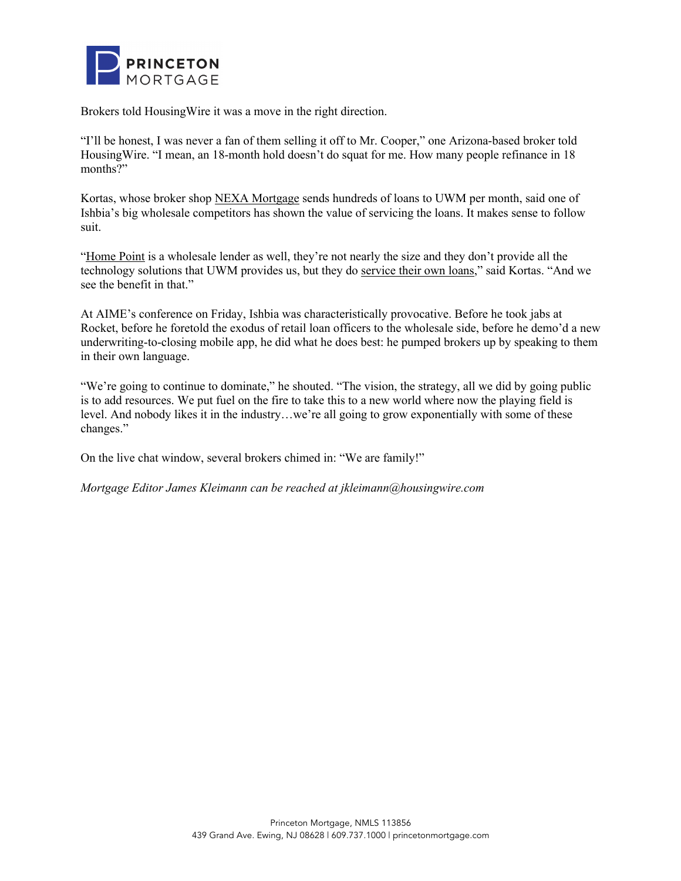Brokers told HousingWire it was a move in the right direction.

"I'll be honest, I was never a fan of them selling it off to Mr. Cooper," one Arizona-based broker told HousingWire. "I mean, an 18-month hold doesn't do squat for me. How many people refinance in 18 months?"

Kortas, whose broker shop NEXA Mortgage sends hundreds of loans to UWM per month, said one of Ishbia's big wholesale competitors has shown the value of servicing the loans. It makes sense to follow suit.

"Home Point is a wholesale lender as well, they're not nearly the size and they don't provide all the technology solutions that UWM provides us, but they do service their own loans," said Kortas. "And we see the benefit in that."

At AIME's conference on Friday, Ishbia was characteristically provocative. Before he took jabs at Rocket, before he foretold the exodus of retail loan officers to the wholesale side, before he demo'd a new underwriting-to-closing mobile app, he did what he does best: he pumped brokers up by speaking to them in their own language.

"We're going to continue to dominate," he shouted. "The vision, the strategy, all we did by going public is to add resources. We put fuel on the fire to take this to a new world where now the playing field is level. And nobody likes it in the industry…we're all going to grow exponentially with some of these changes."

On the live chat window, several brokers chimed in: "We are family!"

*Mortgage Editor James Kleimann can be reached at jkleimann@housingwire.com*